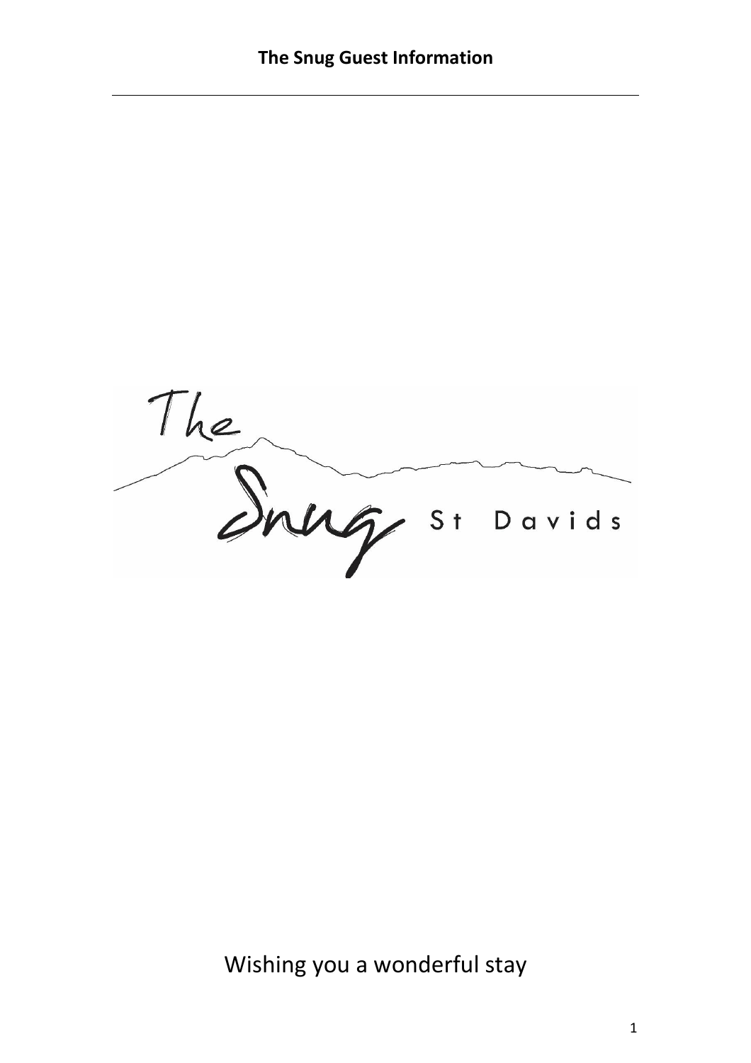# The Snug Guest Information

The Snug St Davids

Wishing you a wonderful stay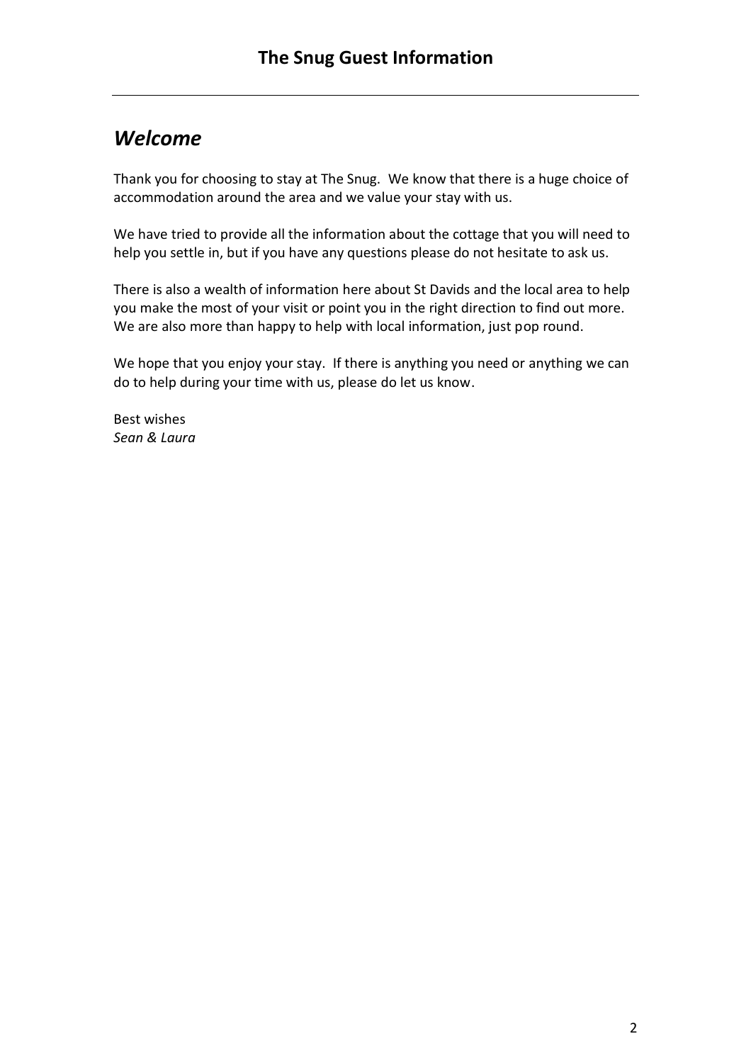# The Snug Guest Information

## *Welcome*

Thank you for choosing to stay at The Snug. We know that there is a huge choice of accommodation around the area and we value your stay with us.

We have tried to provide all the information about the cottage that you will need to help you settle in, but if you have any questions please do not hesitate to ask us.

There is also a wealth of information here about St Davids and the local area to help you make the most of your visit or point you in the right direction to find out more. We are also more than happy to help with local information, just pop round.

We hope that you enjoy your stay. If there is anything you need or anything we can do to help during your time with us, please do let us know.

Best wishes
*Sean & Laura*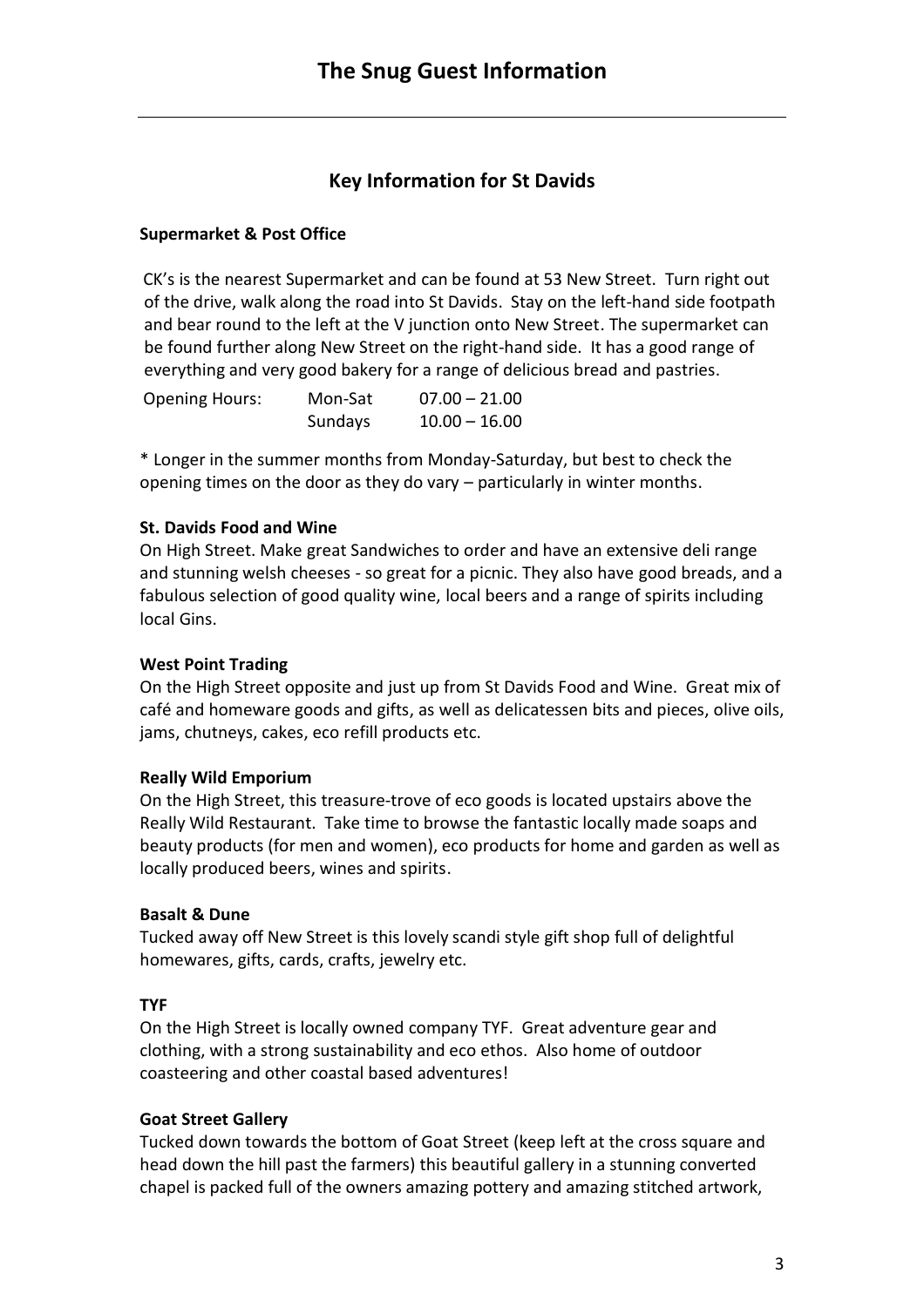# The Snug Guest Information

## Key Information for St Davids

**Supermarket & Post Office**

CK's is the nearest Supermarket and can be found at 53 New Street. Turn right out of the drive, walk along the road into St Davids. Stay on the left-hand side footpath and bear round to the left at the V junction onto New Street. The supermarket can be found further along New Street on the right-hand side. It has a good range of everything and very good bakery for a range of delicious bread and pastries.

| Opening Hours: | Mon-Sat | 07.00 – 21.00 |
|---|---|---|
| | Sundays | 10.00 – 16.00 |

* Longer in the summer months from Monday-Saturday, but best to check the opening times on the door as they do vary – particularly in winter months.

**St. Davids Food and Wine**
On High Street. Make great Sandwiches to order and have an extensive deli range and stunning welsh cheeses - so great for a picnic. They also have good breads, and a fabulous selection of good quality wine, local beers and a range of spirits including local Gins.

**West Point Trading**
On the High Street opposite and just up from St Davids Food and Wine. Great mix of café and homeware goods and gifts, as well as delicatessen bits and pieces, olive oils, jams, chutneys, cakes, eco refill products etc.

**Really Wild Emporium**
On the High Street, this treasure-trove of eco goods is located upstairs above the Really Wild Restaurant. Take time to browse the fantastic locally made soaps and beauty products (for men and women), eco products for home and garden as well as locally produced beers, wines and spirits.

**Basalt & Dune**
Tucked away off New Street is this lovely scandi style gift shop full of delightful homewares, gifts, cards, crafts, jewelry etc.

**TYF**
On the High Street is locally owned company TYF. Great adventure gear and clothing, with a strong sustainability and eco ethos. Also home of outdoor coasteering and other coastal based adventures!

**Goat Street Gallery**
Tucked down towards the bottom of Goat Street (keep left at the cross square and head down the hill past the farmers) this beautiful gallery in a stunning converted chapel is packed full of the owners amazing pottery and amazing stitched artwork,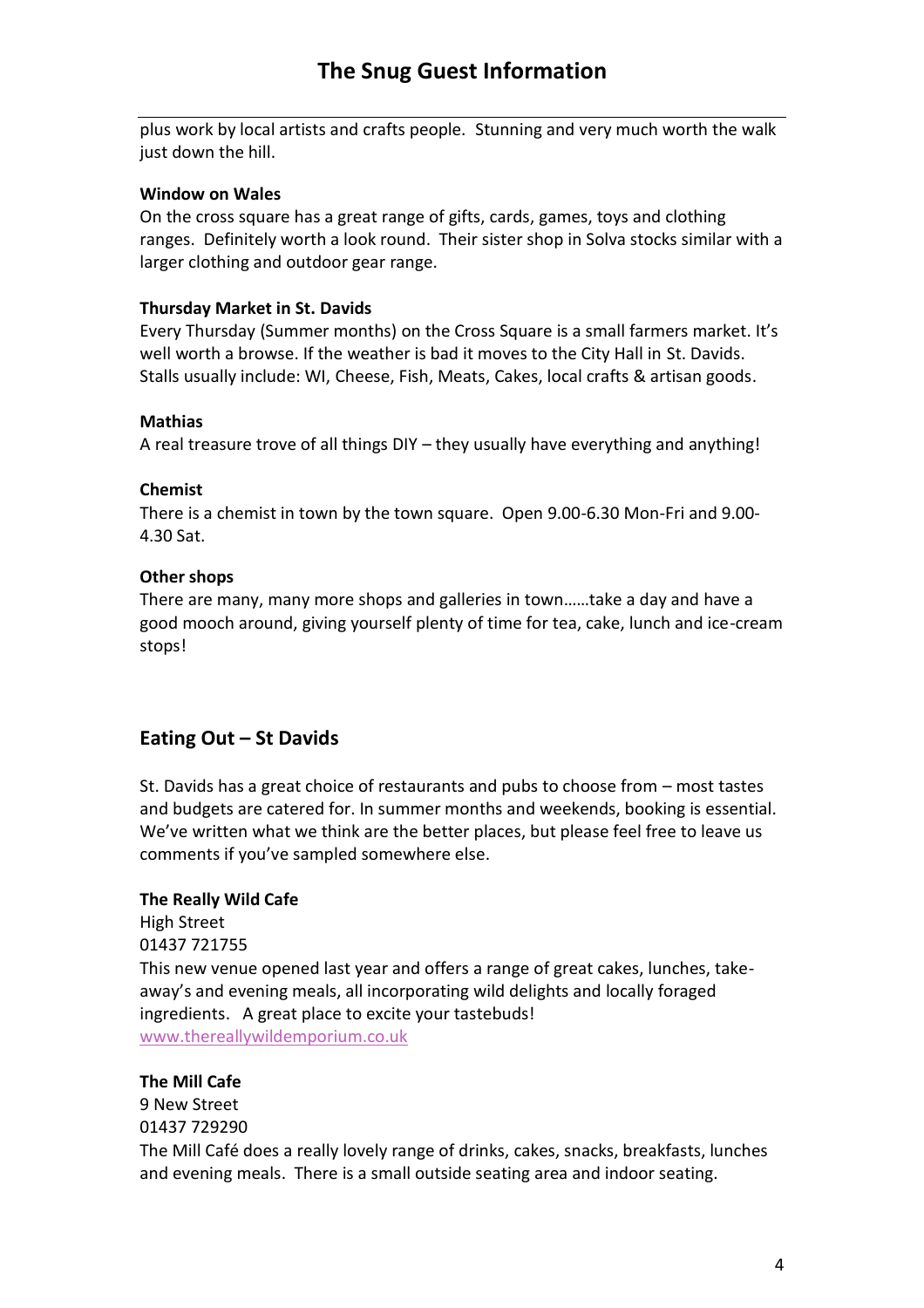plus work by local artists and crafts people. Stunning and very much worth the walk just down the hill.

**Window on Wales**

On the cross square has a great range of gifts, cards, games, toys and clothing ranges. Definitely worth a look round. Their sister shop in Solva stocks similar with a larger clothing and outdoor gear range.

**Thursday Market in St. Davids**

Every Thursday (Summer months) on the Cross Square is a small farmers market. It's well worth a browse. If the weather is bad it moves to the City Hall in St. Davids. Stalls usually include: WI, Cheese, Fish, Meats, Cakes, local crafts & artisan goods.

**Mathias**

A real treasure trove of all things DIY – they usually have everything and anything!

**Chemist**

There is a chemist in town by the town square. Open 9.00-6.30 Mon-Fri and 9.00-4.30 Sat.

**Other shops**

There are many, many more shops and galleries in town……take a day and have a good mooch around, giving yourself plenty of time for tea, cake, lunch and ice-cream stops!

## Eating Out – St Davids

St. Davids has a great choice of restaurants and pubs to choose from – most tastes and budgets are catered for. In summer months and weekends, booking is essential. We've written what we think are the better places, but please feel free to leave us comments if you've sampled somewhere else.

**The Really Wild Cafe**

High Street
01437 721755
This new venue opened last year and offers a range of great cakes, lunches, take-away's and evening meals, all incorporating wild delights and locally foraged ingredients. A great place to excite your tastebuds!
www.thereallywildemporium.co.uk

**The Mill Cafe**

9 New Street
01437 729290
The Mill Café does a really lovely range of drinks, cakes, snacks, breakfasts, lunches and evening meals. There is a small outside seating area and indoor seating.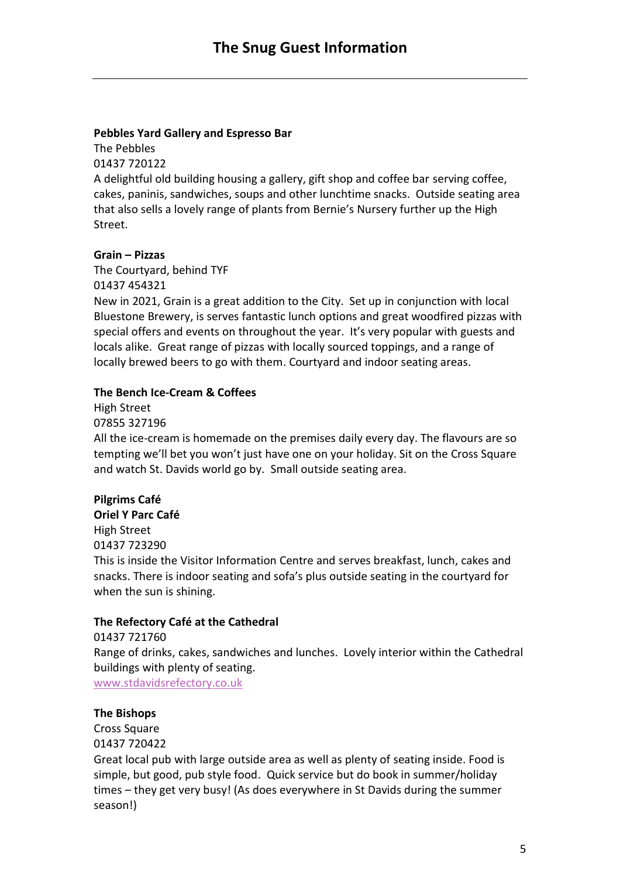# The Snug Guest Information

**Pebbles Yard Gallery and Espresso Bar**
The Pebbles
01437 720122
A delightful old building housing a gallery, gift shop and coffee bar serving coffee, cakes, paninis, sandwiches, soups and other lunchtime snacks. Outside seating area that also sells a lovely range of plants from Bernie's Nursery further up the High Street.

**Grain – Pizzas**
The Courtyard, behind TYF
01437 454321
New in 2021, Grain is a great addition to the City. Set up in conjunction with local Bluestone Brewery, is serves fantastic lunch options and great woodfired pizzas with special offers and events on throughout the year. It's very popular with guests and locals alike. Great range of pizzas with locally sourced toppings, and a range of locally brewed beers to go with them. Courtyard and indoor seating areas.

**The Bench Ice-Cream & Coffees**
High Street
07855 327196
All the ice-cream is homemade on the premises daily every day. The flavours are so tempting we'll bet you won't just have one on your holiday. Sit on the Cross Square and watch St. Davids world go by. Small outside seating area.

**Pilgrims Café**
**Oriel Y Parc Café**
High Street
01437 723290
This is inside the Visitor Information Centre and serves breakfast, lunch, cakes and snacks. There is indoor seating and sofa's plus outside seating in the courtyard for when the sun is shining.

**The Refectory Café at the Cathedral**
01437 721760
Range of drinks, cakes, sandwiches and lunches. Lovely interior within the Cathedral buildings with plenty of seating.
www.stdavidsrefectory.co.uk

**The Bishops**
Cross Square
01437 720422
Great local pub with large outside area as well as plenty of seating inside. Food is simple, but good, pub style food. Quick service but do book in summer/holiday times – they get very busy! (As does everywhere in St Davids during the summer season!)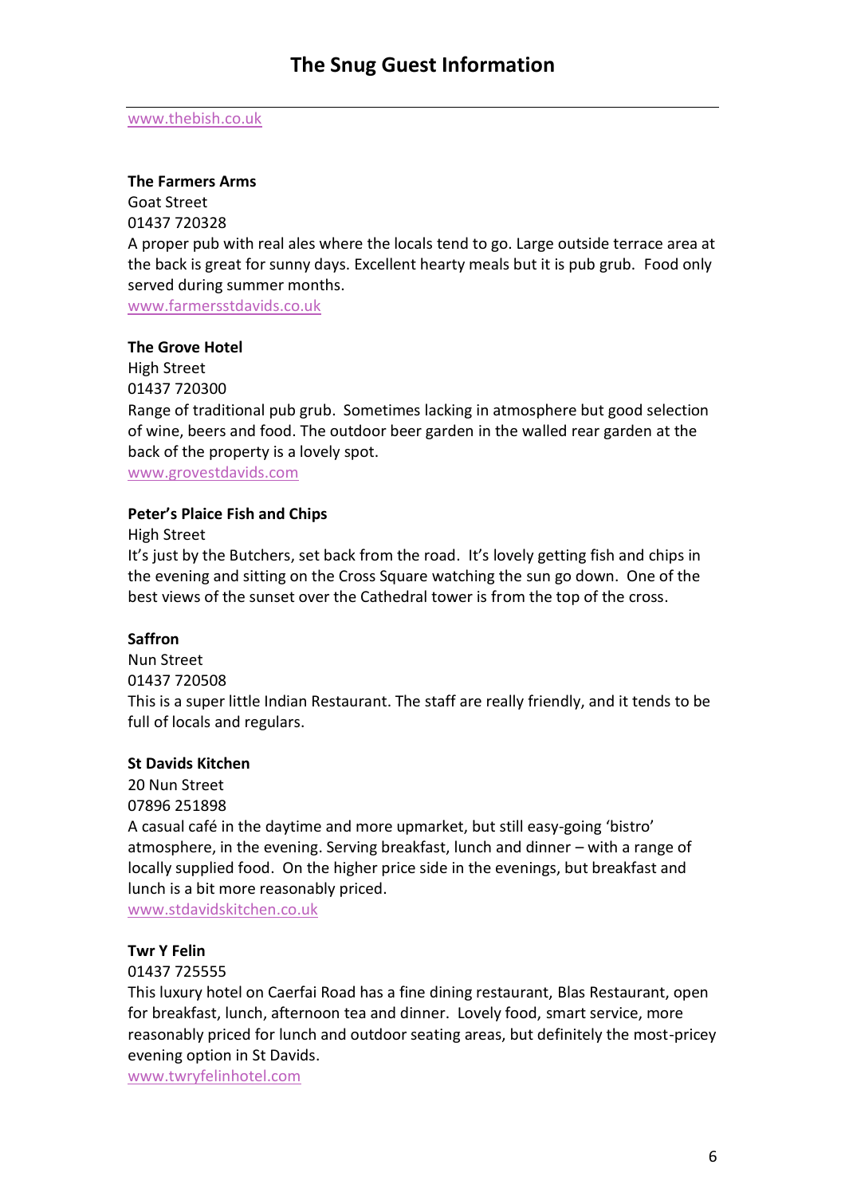www.thebish.co.uk

**The Farmers Arms**
Goat Street
01437 720328
A proper pub with real ales where the locals tend to go. Large outside terrace area at the back is great for sunny days. Excellent hearty meals but it is pub grub. Food only served during summer months.
www.farmersstdavids.co.uk

**The Grove Hotel**
High Street
01437 720300
Range of traditional pub grub. Sometimes lacking in atmosphere but good selection of wine, beers and food. The outdoor beer garden in the walled rear garden at the back of the property is a lovely spot.
www.grovestdavids.com

**Peter's Plaice Fish and Chips**
High Street
It's just by the Butchers, set back from the road. It's lovely getting fish and chips in the evening and sitting on the Cross Square watching the sun go down. One of the best views of the sunset over the Cathedral tower is from the top of the cross.

**Saffron**
Nun Street
01437 720508
This is a super little Indian Restaurant. The staff are really friendly, and it tends to be full of locals and regulars.

**St Davids Kitchen**
20 Nun Street
07896 251898
A casual café in the daytime and more upmarket, but still easy-going 'bistro' atmosphere, in the evening. Serving breakfast, lunch and dinner – with a range of locally supplied food. On the higher price side in the evenings, but breakfast and lunch is a bit more reasonably priced.
www.stdavidskitchen.co.uk

**Twr Y Felin**
01437 725555
This luxury hotel on Caerfai Road has a fine dining restaurant, Blas Restaurant, open for breakfast, lunch, afternoon tea and dinner. Lovely food, smart service, more reasonably priced for lunch and outdoor seating areas, but definitely the most-pricey evening option in St Davids.
www.twryfelinhotel.com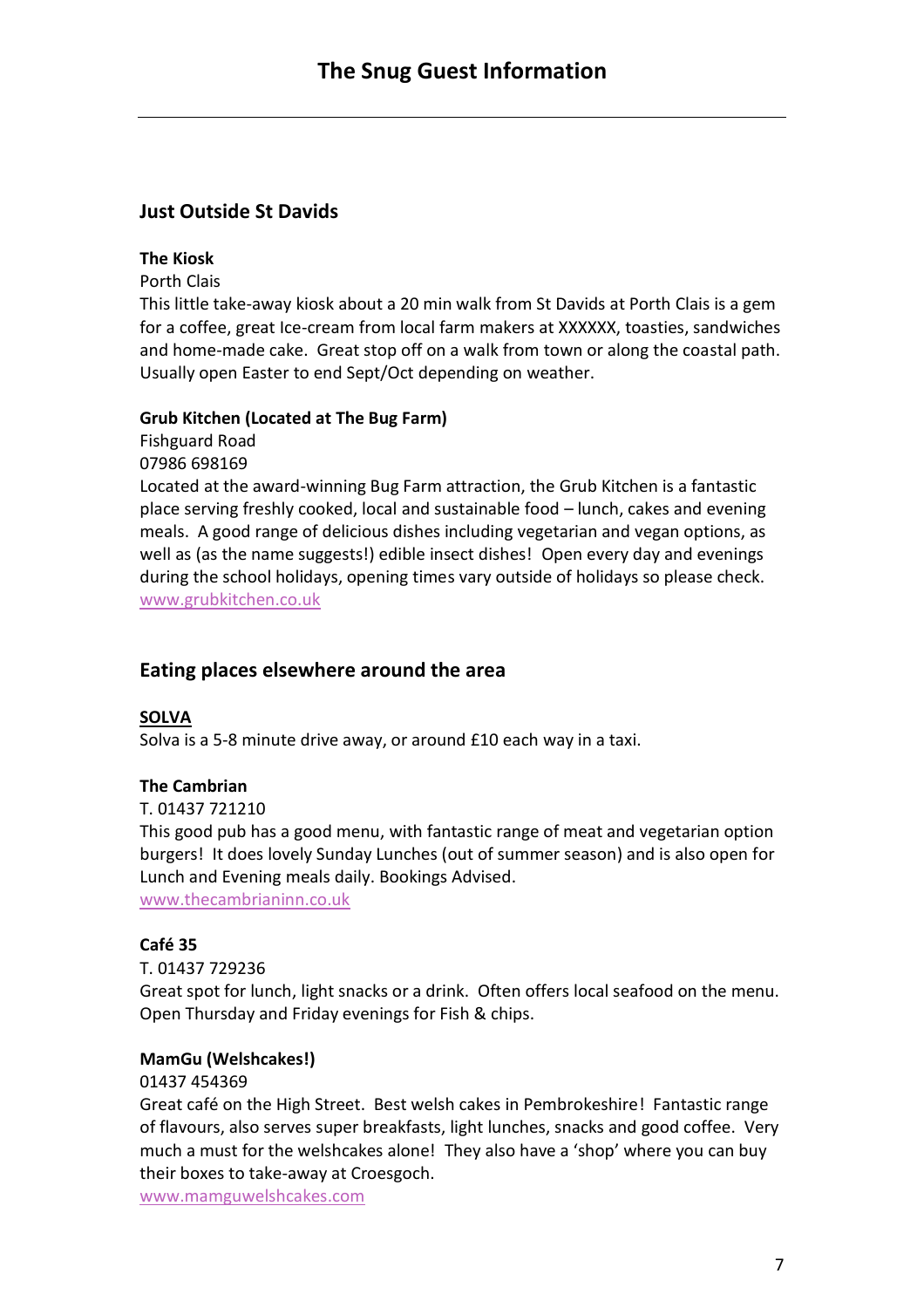## Just Outside St Davids

**The Kiosk**

Porth Clais

This little take-away kiosk about a 20 min walk from St Davids at Porth Clais is a gem for a coffee, great Ice-cream from local farm makers at XXXXXX, toasties, sandwiches and home-made cake. Great stop off on a walk from town or along the coastal path. Usually open Easter to end Sept/Oct depending on weather.

**Grub Kitchen (Located at The Bug Farm)**

Fishguard Road

07986 698169

Located at the award-winning Bug Farm attraction, the Grub Kitchen is a fantastic place serving freshly cooked, local and sustainable food – lunch, cakes and evening meals. A good range of delicious dishes including vegetarian and vegan options, as well as (as the name suggests!) edible insect dishes! Open every day and evenings during the school holidays, opening times vary outside of holidays so please check.

www.grubkitchen.co.uk

## Eating places elsewhere around the area

**SOLVA**

Solva is a 5-8 minute drive away, or around £10 each way in a taxi.

**The Cambrian**

T. 01437 721210

This good pub has a good menu, with fantastic range of meat and vegetarian option burgers! It does lovely Sunday Lunches (out of summer season) and is also open for Lunch and Evening meals daily. Bookings Advised.

www.thecambrianinn.co.uk

**Café 35**

T. 01437 729236

Great spot for lunch, light snacks or a drink. Often offers local seafood on the menu. Open Thursday and Friday evenings for Fish & chips.

**MamGu (Welshcakes!)**

01437 454369

Great café on the High Street. Best welsh cakes in Pembrokeshire! Fantastic range of flavours, also serves super breakfasts, light lunches, snacks and good coffee. Very much a must for the welshcakes alone! They also have a 'shop' where you can buy their boxes to take-away at Croesgoch.

www.mamguwelshcakes.com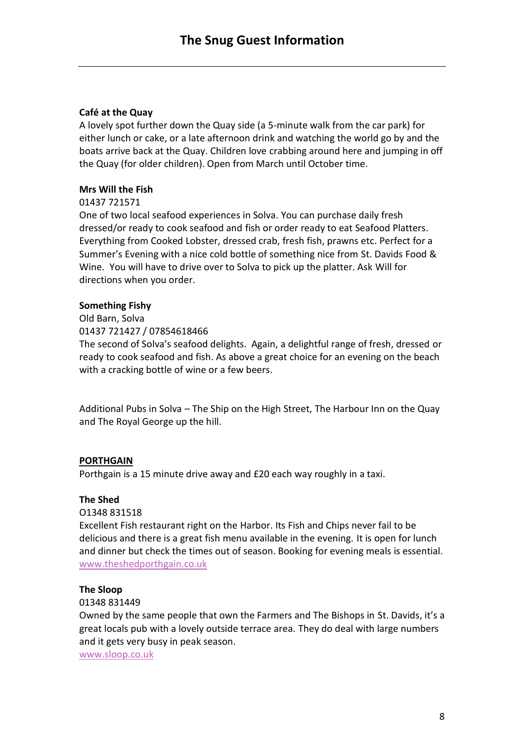**Café at the Quay**

A lovely spot further down the Quay side (a 5-minute walk from the car park) for either lunch or cake, or a late afternoon drink and watching the world go by and the boats arrive back at the Quay. Children love crabbing around here and jumping in off the Quay (for older children). Open from March until October time.

**Mrs Will the Fish**

01437 721571

One of two local seafood experiences in Solva. You can purchase daily fresh dressed/or ready to cook seafood and fish or order ready to eat Seafood Platters. Everything from Cooked Lobster, dressed crab, fresh fish, prawns etc. Perfect for a Summer's Evening with a nice cold bottle of something nice from St. Davids Food & Wine. You will have to drive over to Solva to pick up the platter. Ask Will for directions when you order.

**Something Fishy**

Old Barn, Solva

01437 721427 / 07854618466

The second of Solva's seafood delights. Again, a delightful range of fresh, dressed or ready to cook seafood and fish. As above a great choice for an evening on the beach with a cracking bottle of wine or a few beers.

Additional Pubs in Solva – The Ship on the High Street, The Harbour Inn on the Quay and The Royal George up the hill.

**<u>PORTHGAIN</u>**

Porthgain is a 15 minute drive away and £20 each way roughly in a taxi.

**The Shed**

O1348 831518

Excellent Fish restaurant right on the Harbor. Its Fish and Chips never fail to be delicious and there is a great fish menu available in the evening. It is open for lunch and dinner but check the times out of season. Booking for evening meals is essential.

www.theshedporthgain.co.uk

**The Sloop**

01348 831449

Owned by the same people that own the Farmers and The Bishops in St. Davids, it's a great locals pub with a lovely outside terrace area. They do deal with large numbers and it gets very busy in peak season.

www.sloop.co.uk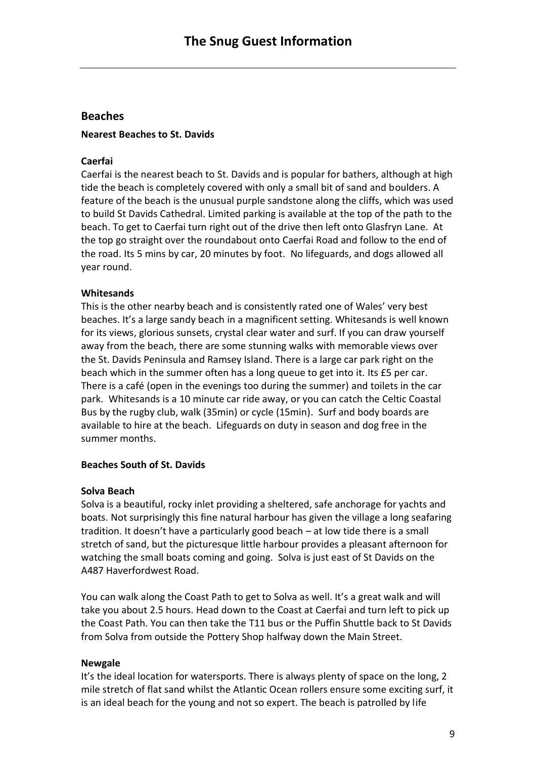## Beaches

**Nearest Beaches to St. Davids**

**Caerfai**

Caerfai is the nearest beach to St. Davids and is popular for bathers, although at high tide the beach is completely covered with only a small bit of sand and boulders. A feature of the beach is the unusual purple sandstone along the cliffs, which was used to build St Davids Cathedral. Limited parking is available at the top of the path to the beach. To get to Caerfai turn right out of the drive then left onto Glasfryn Lane. At the top go straight over the roundabout onto Caerfai Road and follow to the end of the road. Its 5 mins by car, 20 minutes by foot. No lifeguards, and dogs allowed all year round.

**Whitesands**

This is the other nearby beach and is consistently rated one of Wales' very best beaches. It's a large sandy beach in a magnificent setting. Whitesands is well known for its views, glorious sunsets, crystal clear water and surf. If you can draw yourself away from the beach, there are some stunning walks with memorable views over the St. Davids Peninsula and Ramsey Island. There is a large car park right on the beach which in the summer often has a long queue to get into it. Its £5 per car. There is a café (open in the evenings too during the summer) and toilets in the car park. Whitesands is a 10 minute car ride away, or you can catch the Celtic Coastal Bus by the rugby club, walk (35min) or cycle (15min). Surf and body boards are available to hire at the beach. Lifeguards on duty in season and dog free in the summer months.

**Beaches South of St. Davids**

**Solva Beach**

Solva is a beautiful, rocky inlet providing a sheltered, safe anchorage for yachts and boats. Not surprisingly this fine natural harbour has given the village a long seafaring tradition. It doesn't have a particularly good beach – at low tide there is a small stretch of sand, but the picturesque little harbour provides a pleasant afternoon for watching the small boats coming and going. Solva is just east of St Davids on the A487 Haverfordwest Road.

You can walk along the Coast Path to get to Solva as well. It's a great walk and will take you about 2.5 hours. Head down to the Coast at Caerfai and turn left to pick up the Coast Path. You can then take the T11 bus or the Puffin Shuttle back to St Davids from Solva from outside the Pottery Shop halfway down the Main Street.

**Newgale**

It's the ideal location for watersports. There is always plenty of space on the long, 2 mile stretch of flat sand whilst the Atlantic Ocean rollers ensure some exciting surf, it is an ideal beach for the young and not so expert. The beach is patrolled by life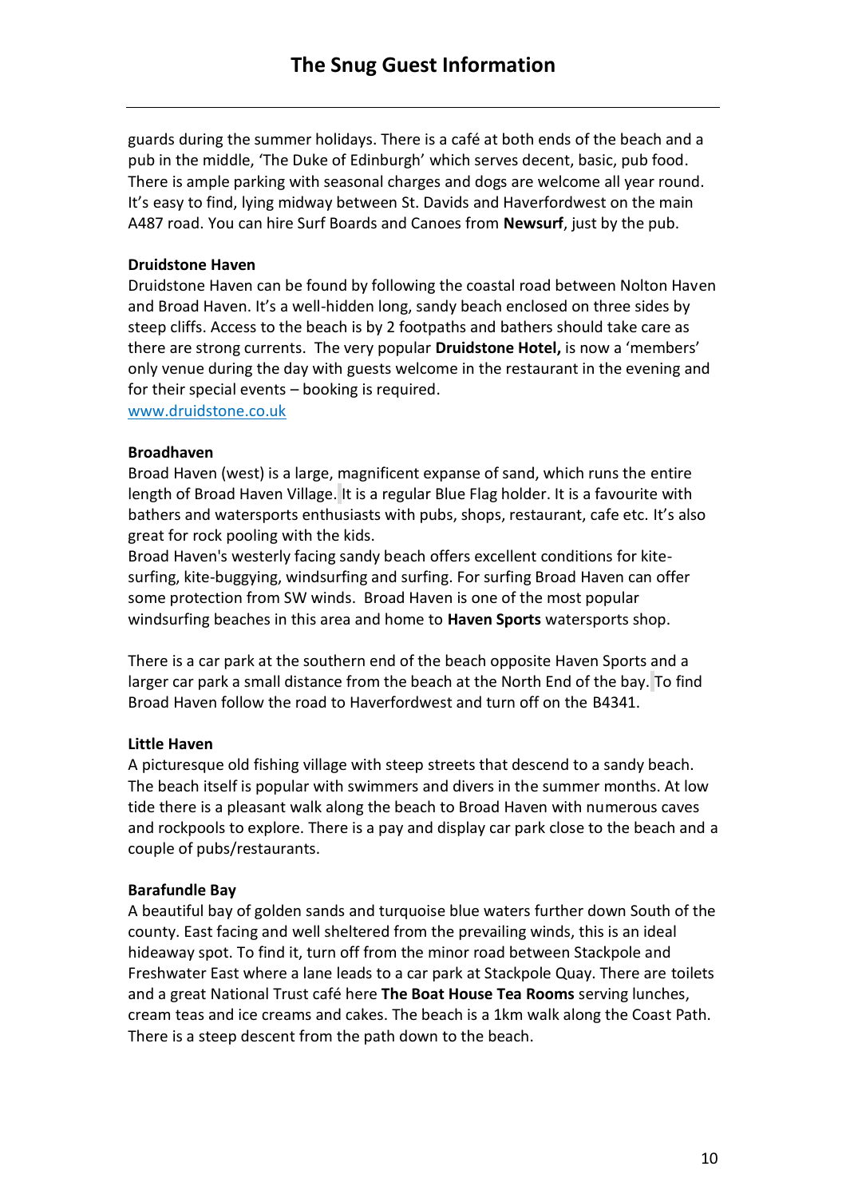guards during the summer holidays. There is a café at both ends of the beach and a pub in the middle, 'The Duke of Edinburgh' which serves decent, basic, pub food. There is ample parking with seasonal charges and dogs are welcome all year round. It's easy to find, lying midway between St. Davids and Haverfordwest on the main A487 road. You can hire Surf Boards and Canoes from **Newsurf**, just by the pub.

**Druidstone Haven**

Druidstone Haven can be found by following the coastal road between Nolton Haven and Broad Haven. It's a well-hidden long, sandy beach enclosed on three sides by steep cliffs. Access to the beach is by 2 footpaths and bathers should take care as there are strong currents. The very popular **Druidstone Hotel,** is now a 'members' only venue during the day with guests welcome in the restaurant in the evening and for their special events – booking is required.
www.druidstone.co.uk

**Broadhaven**

Broad Haven (west) is a large, magnificent expanse of sand, which runs the entire length of Broad Haven Village. It is a regular Blue Flag holder. It is a favourite with bathers and watersports enthusiasts with pubs, shops, restaurant, cafe etc. It's also great for rock pooling with the kids.
Broad Haven's westerly facing sandy beach offers excellent conditions for kite-surfing, kite-buggying, windsurfing and surfing. For surfing Broad Haven can offer some protection from SW winds. Broad Haven is one of the most popular windsurfing beaches in this area and home to **Haven Sports** watersports shop.

There is a car park at the southern end of the beach opposite Haven Sports and a larger car park a small distance from the beach at the North End of the bay. To find Broad Haven follow the road to Haverfordwest and turn off on the B4341.

**Little Haven**

A picturesque old fishing village with steep streets that descend to a sandy beach. The beach itself is popular with swimmers and divers in the summer months. At low tide there is a pleasant walk along the beach to Broad Haven with numerous caves and rockpools to explore. There is a pay and display car park close to the beach and a couple of pubs/restaurants.

**Barafundle Bay**

A beautiful bay of golden sands and turquoise blue waters further down South of the county. East facing and well sheltered from the prevailing winds, this is an ideal hideaway spot. To find it, turn off from the minor road between Stackpole and Freshwater East where a lane leads to a car park at Stackpole Quay. There are toilets and a great National Trust café here **The Boat House Tea Rooms** serving lunches, cream teas and ice creams and cakes. The beach is a 1km walk along the Coast Path. There is a steep descent from the path down to the beach.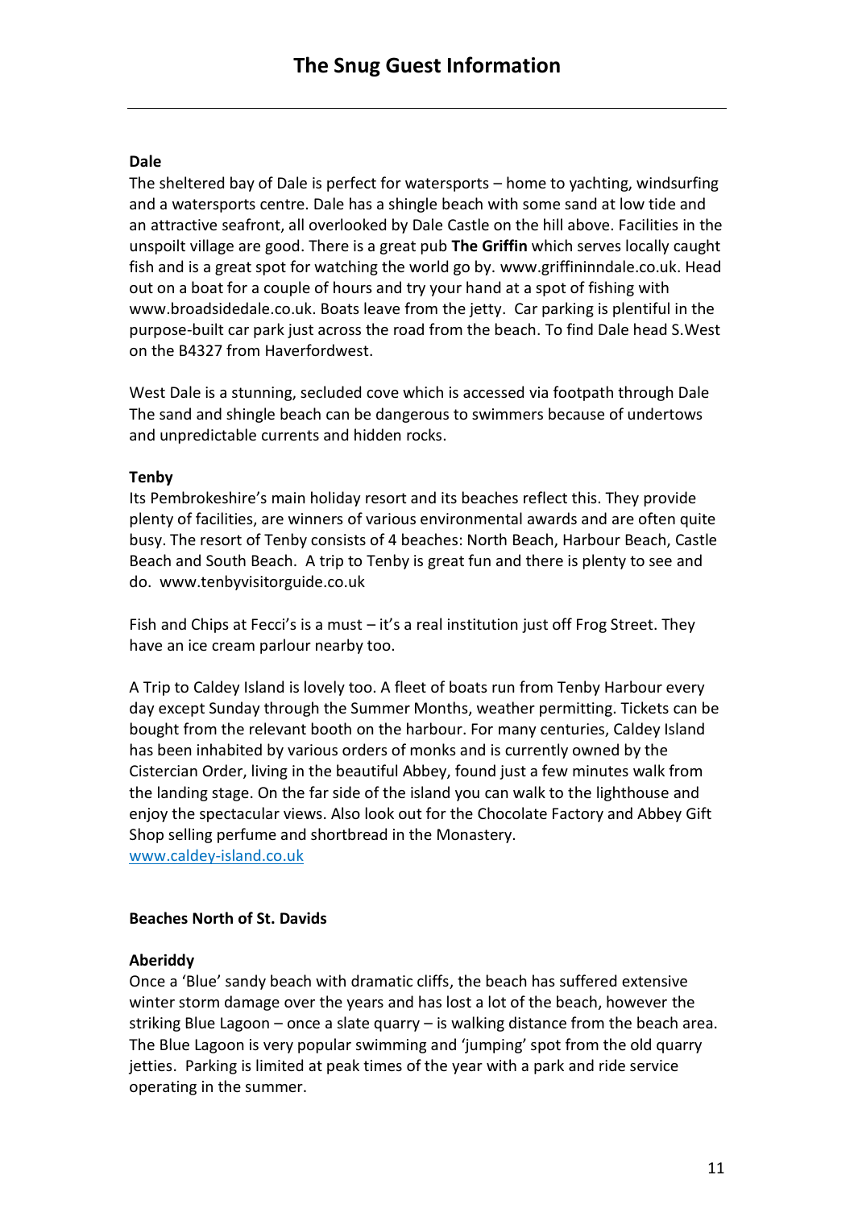**Dale**

The sheltered bay of Dale is perfect for watersports – home to yachting, windsurfing and a watersports centre. Dale has a shingle beach with some sand at low tide and an attractive seafront, all overlooked by Dale Castle on the hill above. Facilities in the unspoilt village are good. There is a great pub **The Griffin** which serves locally caught fish and is a great spot for watching the world go by. www.griffininndale.co.uk. Head out on a boat for a couple of hours and try your hand at a spot of fishing with www.broadsidedale.co.uk. Boats leave from the jetty.  Car parking is plentiful in the purpose-built car park just across the road from the beach. To find Dale head S.West on the B4327 from Haverfordwest.

West Dale is a stunning, secluded cove which is accessed via footpath through Dale The sand and shingle beach can be dangerous to swimmers because of undertows and unpredictable currents and hidden rocks.

**Tenby**

Its Pembrokeshire's main holiday resort and its beaches reflect this. They provide plenty of facilities, are winners of various environmental awards and are often quite busy. The resort of Tenby consists of 4 beaches: North Beach, Harbour Beach, Castle Beach and South Beach.  A trip to Tenby is great fun and there is plenty to see and do.  www.tenbyvisitorguide.co.uk

Fish and Chips at Fecci's is a must – it's a real institution just off Frog Street. They have an ice cream parlour nearby too.

A Trip to Caldey Island is lovely too. A fleet of boats run from Tenby Harbour every day except Sunday through the Summer Months, weather permitting. Tickets can be bought from the relevant booth on the harbour. For many centuries, Caldey Island has been inhabited by various orders of monks and is currently owned by the Cistercian Order, living in the beautiful Abbey, found just a few minutes walk from the landing stage. On the far side of the island you can walk to the lighthouse and enjoy the spectacular views. Also look out for the Chocolate Factory and Abbey Gift Shop selling perfume and shortbread in the Monastery.
www.caldey-island.co.uk

**Beaches North of St. Davids**

**Aberiddy**

Once a 'Blue' sandy beach with dramatic cliffs, the beach has suffered extensive winter storm damage over the years and has lost a lot of the beach, however the striking Blue Lagoon – once a slate quarry – is walking distance from the beach area. The Blue Lagoon is very popular swimming and 'jumping' spot from the old quarry jetties.  Parking is limited at peak times of the year with a park and ride service operating in the summer.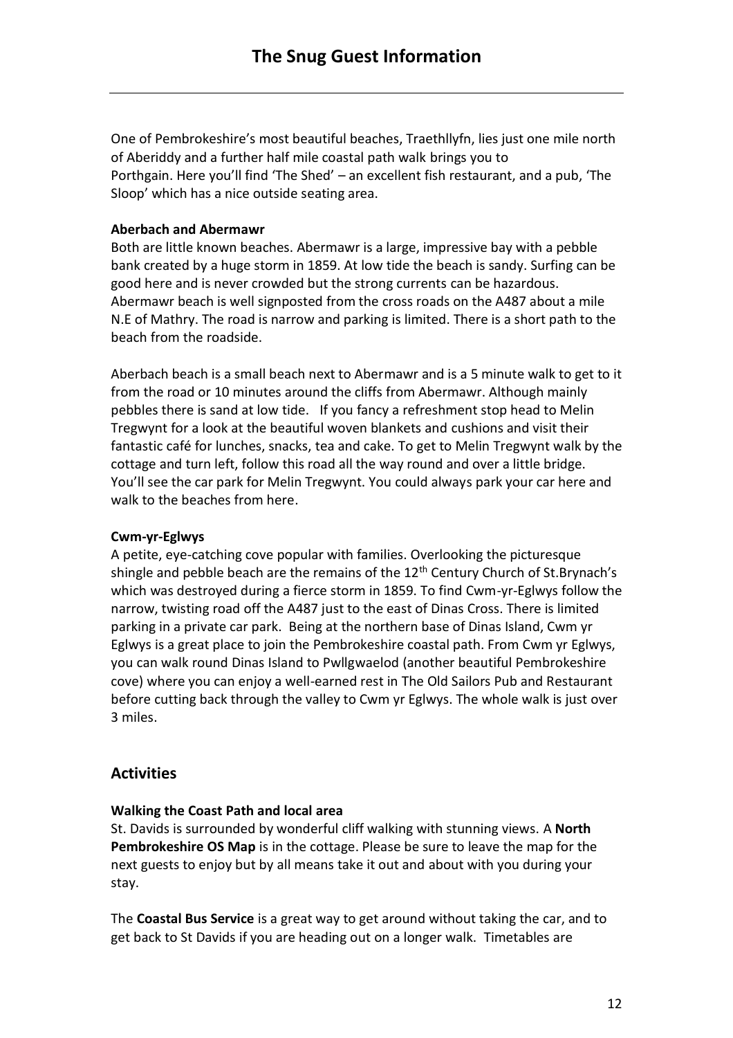One of Pembrokeshire's most beautiful beaches, Traethllyfn, lies just one mile north of Aberiddy and a further half mile coastal path walk brings you to Porthgain. Here you'll find 'The Shed' – an excellent fish restaurant, and a pub, 'The Sloop' which has a nice outside seating area.

**Aberbach and Abermawr**

Both are little known beaches. Abermawr is a large, impressive bay with a pebble bank created by a huge storm in 1859. At low tide the beach is sandy. Surfing can be good here and is never crowded but the strong currents can be hazardous. Abermawr beach is well signposted from the cross roads on the A487 about a mile N.E of Mathry. The road is narrow and parking is limited. There is a short path to the beach from the roadside.

Aberbach beach is a small beach next to Abermawr and is a 5 minute walk to get to it from the road or 10 minutes around the cliffs from Abermawr. Although mainly pebbles there is sand at low tide. If you fancy a refreshment stop head to Melin Tregwynt for a look at the beautiful woven blankets and cushions and visit their fantastic café for lunches, snacks, tea and cake. To get to Melin Tregwynt walk by the cottage and turn left, follow this road all the way round and over a little bridge. You'll see the car park for Melin Tregwynt. You could always park your car here and walk to the beaches from here.

**Cwm-yr-Eglwys**

A petite, eye-catching cove popular with families. Overlooking the picturesque shingle and pebble beach are the remains of the 12th Century Church of St.Brynach's which was destroyed during a fierce storm in 1859. To find Cwm-yr-Eglwys follow the narrow, twisting road off the A487 just to the east of Dinas Cross. There is limited parking in a private car park. Being at the northern base of Dinas Island, Cwm yr Eglwys is a great place to join the Pembrokeshire coastal path. From Cwm yr Eglwys, you can walk round Dinas Island to Pwllgwaelod (another beautiful Pembrokeshire cove) where you can enjoy a well-earned rest in The Old Sailors Pub and Restaurant before cutting back through the valley to Cwm yr Eglwys. The whole walk is just over 3 miles.

## Activities

**Walking the Coast Path and local area**

St. Davids is surrounded by wonderful cliff walking with stunning views. A **North Pembrokeshire OS Map** is in the cottage. Please be sure to leave the map for the next guests to enjoy but by all means take it out and about with you during your stay.

The **Coastal Bus Service** is a great way to get around without taking the car, and to get back to St Davids if you are heading out on a longer walk. Timetables are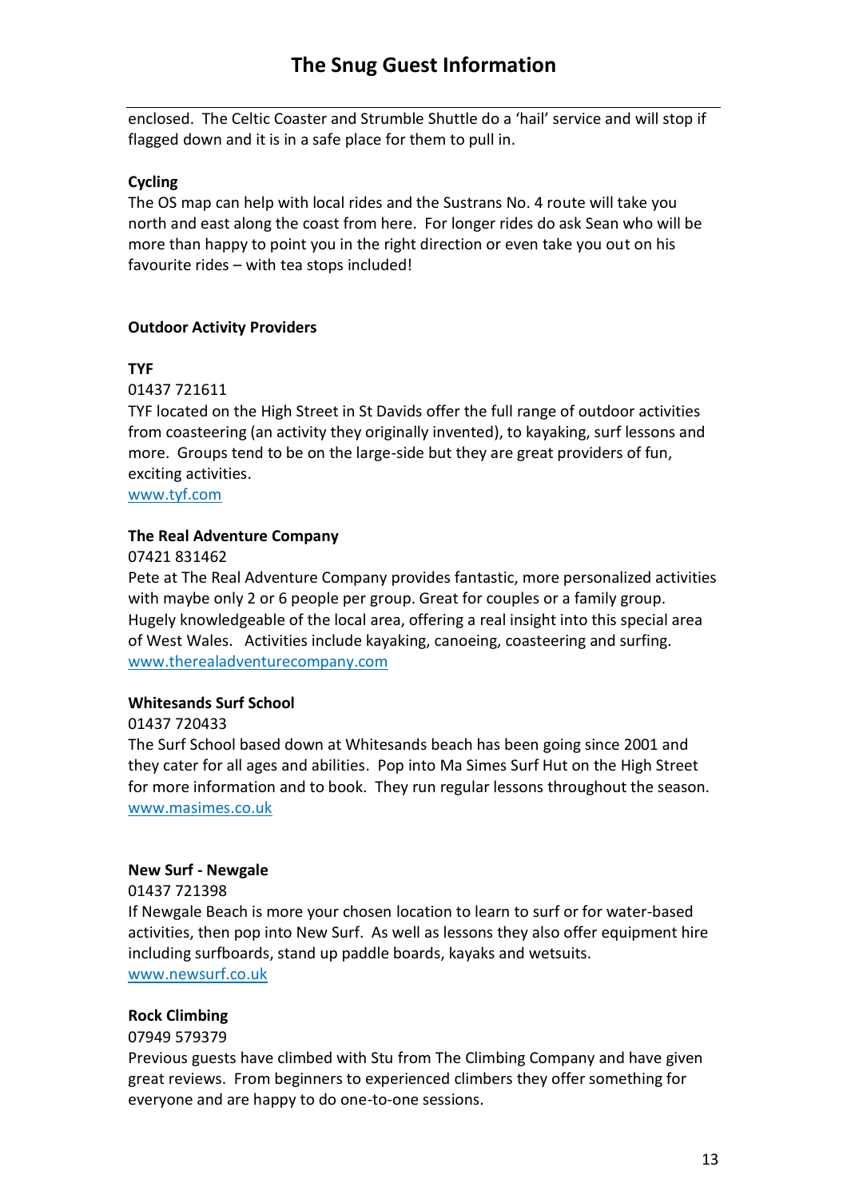enclosed. The Celtic Coaster and Strumble Shuttle do a 'hail' service and will stop if flagged down and it is in a safe place for them to pull in.

**Cycling**

The OS map can help with local rides and the Sustrans No. 4 route will take you north and east along the coast from here. For longer rides do ask Sean who will be more than happy to point you in the right direction or even take you out on his favourite rides – with tea stops included!

**Outdoor Activity Providers**

**TYF**

01437 721611

TYF located on the High Street in St Davids offer the full range of outdoor activities from coasteering (an activity they originally invented), to kayaking, surf lessons and more. Groups tend to be on the large-side but they are great providers of fun, exciting activities.

www.tyf.com

**The Real Adventure Company**

07421 831462

Pete at The Real Adventure Company provides fantastic, more personalized activities with maybe only 2 or 6 people per group. Great for couples or a family group. Hugely knowledgeable of the local area, offering a real insight into this special area of West Wales. Activities include kayaking, canoeing, coasteering and surfing.

www.therealadventurecompany.com

**Whitesands Surf School**

01437 720433

The Surf School based down at Whitesands beach has been going since 2001 and they cater for all ages and abilities. Pop into Ma Simes Surf Hut on the High Street for more information and to book. They run regular lessons throughout the season.

www.masimes.co.uk

**New Surf - Newgale**

01437 721398

If Newgale Beach is more your chosen location to learn to surf or for water-based activities, then pop into New Surf. As well as lessons they also offer equipment hire including surfboards, stand up paddle boards, kayaks and wetsuits.

www.newsurf.co.uk

**Rock Climbing**

07949 579379

Previous guests have climbed with Stu from The Climbing Company and have given great reviews. From beginners to experienced climbers they offer something for everyone and are happy to do one-to-one sessions.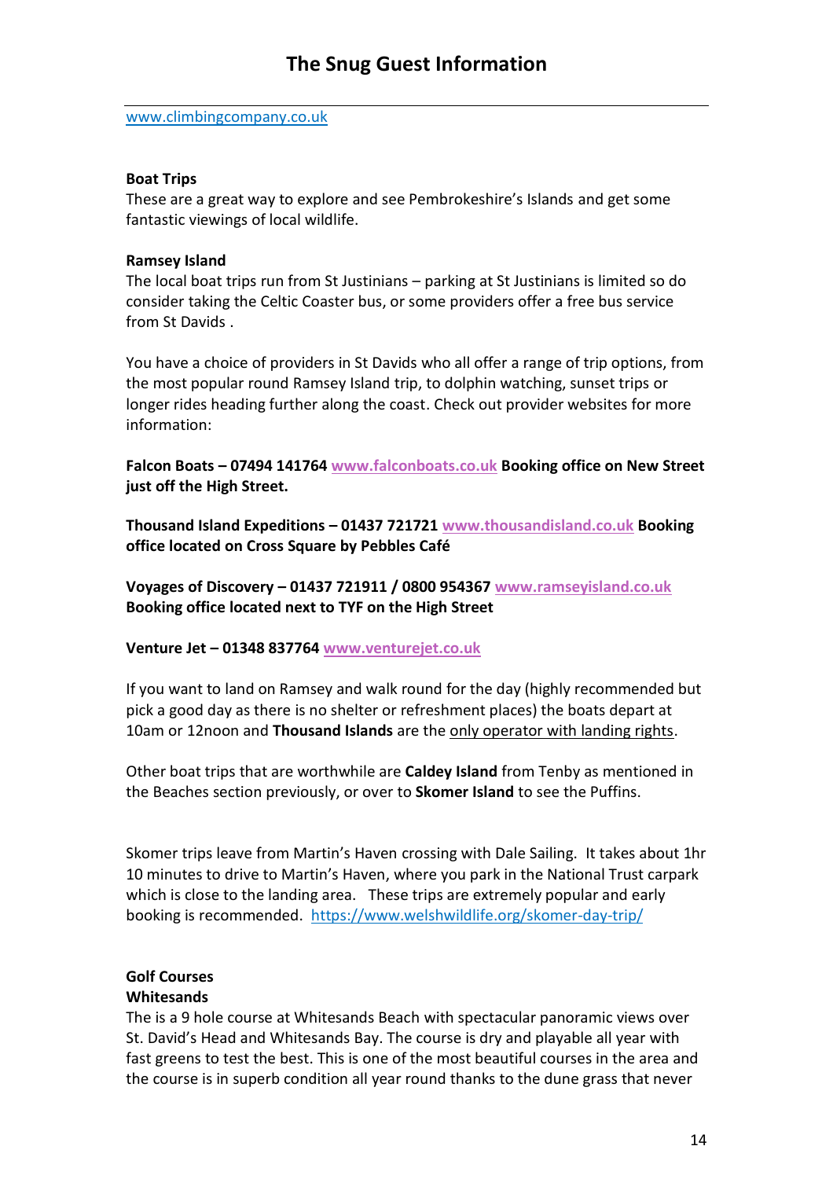www.climbingcompany.co.uk

**Boat Trips**

These are a great way to explore and see Pembrokeshire's Islands and get some fantastic viewings of local wildlife.

**Ramsey Island**

The local boat trips run from St Justinians – parking at St Justinians is limited so do consider taking the Celtic Coaster bus, or some providers offer a free bus service from St Davids .

You have a choice of providers in St Davids who all offer a range of trip options, from the most popular round Ramsey Island trip, to dolphin watching, sunset trips or longer rides heading further along the coast. Check out provider websites for more information:

**Falcon Boats – 07494 141764 www.falconboats.co.uk Booking office on New Street just off the High Street.**

**Thousand Island Expeditions – 01437 721721 www.thousandisland.co.uk Booking office located on Cross Square by Pebbles Café**

**Voyages of Discovery – 01437 721911 / 0800 954367 www.ramseyisland.co.uk Booking office located next to TYF on the High Street**

**Venture Jet – 01348 837764 www.venturejet.co.uk**

If you want to land on Ramsey and walk round for the day (highly recommended but pick a good day as there is no shelter or refreshment places) the boats depart at 10am or 12noon and **Thousand Islands** are the only operator with landing rights.

Other boat trips that are worthwhile are **Caldey Island** from Tenby as mentioned in the Beaches section previously, or over to **Skomer Island** to see the Puffins.

Skomer trips leave from Martin's Haven crossing with Dale Sailing. It takes about 1hr 10 minutes to drive to Martin's Haven, where you park in the National Trust carpark which is close to the landing area. These trips are extremely popular and early booking is recommended. https://www.welshwildlife.org/skomer-day-trip/

**Golf Courses**

**Whitesands**

The is a 9 hole course at Whitesands Beach with spectacular panoramic views over St. David's Head and Whitesands Bay. The course is dry and playable all year with fast greens to test the best. This is one of the most beautiful courses in the area and the course is in superb condition all year round thanks to the dune grass that never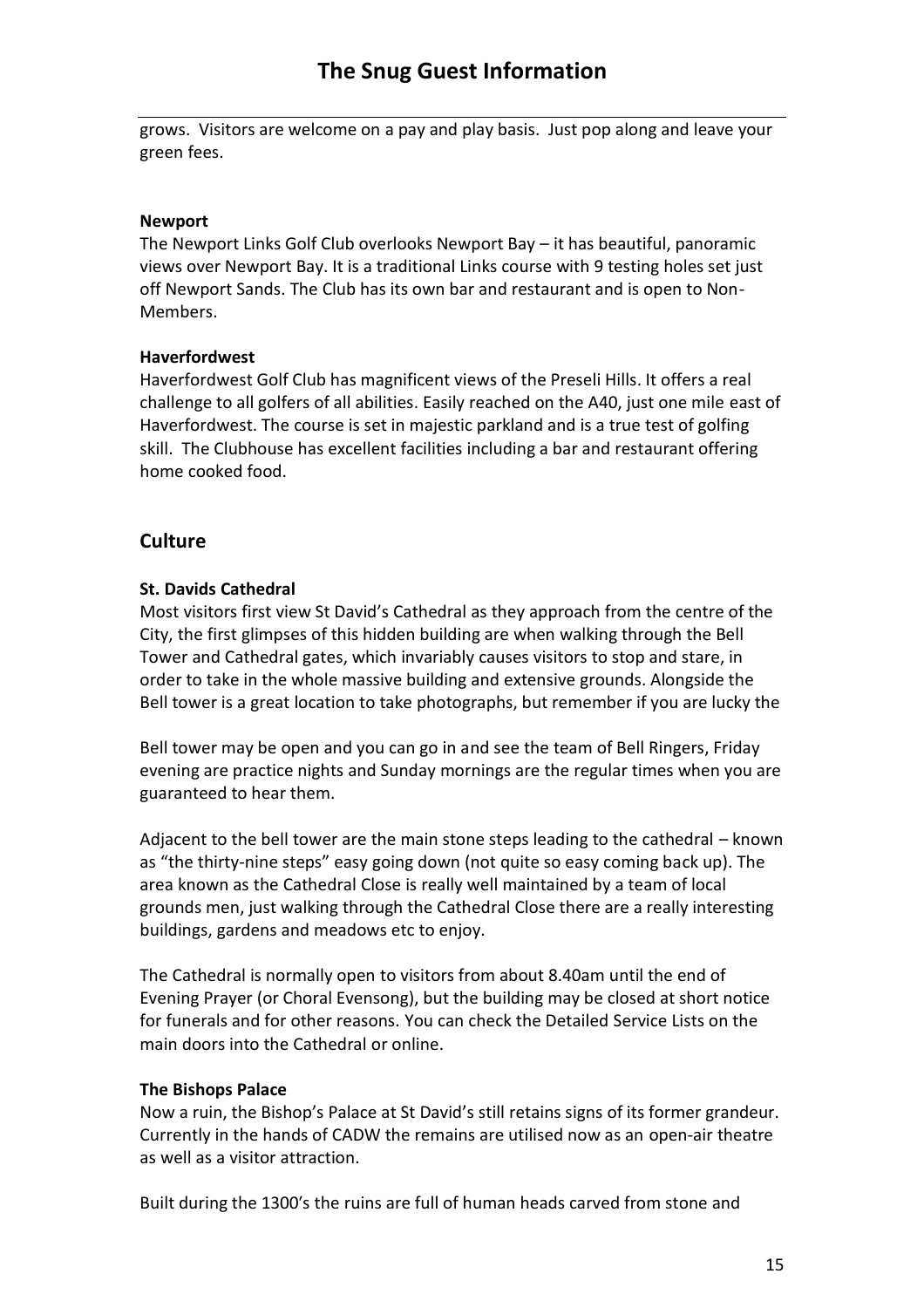grows. Visitors are welcome on a pay and play basis. Just pop along and leave your green fees.

**Newport**

The Newport Links Golf Club overlooks Newport Bay – it has beautiful, panoramic views over Newport Bay. It is a traditional Links course with 9 testing holes set just off Newport Sands. The Club has its own bar and restaurant and is open to Non-Members.

**Haverfordwest**

Haverfordwest Golf Club has magnificent views of the Preseli Hills. It offers a real challenge to all golfers of all abilities. Easily reached on the A40, just one mile east of Haverfordwest. The course is set in majestic parkland and is a true test of golfing skill. The Clubhouse has excellent facilities including a bar and restaurant offering home cooked food.

## Culture

**St. Davids Cathedral**

Most visitors first view St David's Cathedral as they approach from the centre of the City, the first glimpses of this hidden building are when walking through the Bell Tower and Cathedral gates, which invariably causes visitors to stop and stare, in order to take in the whole massive building and extensive grounds. Alongside the Bell tower is a great location to take photographs, but remember if you are lucky the

Bell tower may be open and you can go in and see the team of Bell Ringers, Friday evening are practice nights and Sunday mornings are the regular times when you are guaranteed to hear them.

Adjacent to the bell tower are the main stone steps leading to the cathedral – known as "the thirty-nine steps" easy going down (not quite so easy coming back up). The area known as the Cathedral Close is really well maintained by a team of local grounds men, just walking through the Cathedral Close there are a really interesting buildings, gardens and meadows etc to enjoy.

The Cathedral is normally open to visitors from about 8.40am until the end of Evening Prayer (or Choral Evensong), but the building may be closed at short notice for funerals and for other reasons. You can check the Detailed Service Lists on the main doors into the Cathedral or online.

**The Bishops Palace**

Now a ruin, the Bishop's Palace at St David's still retains signs of its former grandeur. Currently in the hands of CADW the remains are utilised now as an open-air theatre as well as a visitor attraction.

Built during the 1300's the ruins are full of human heads carved from stone and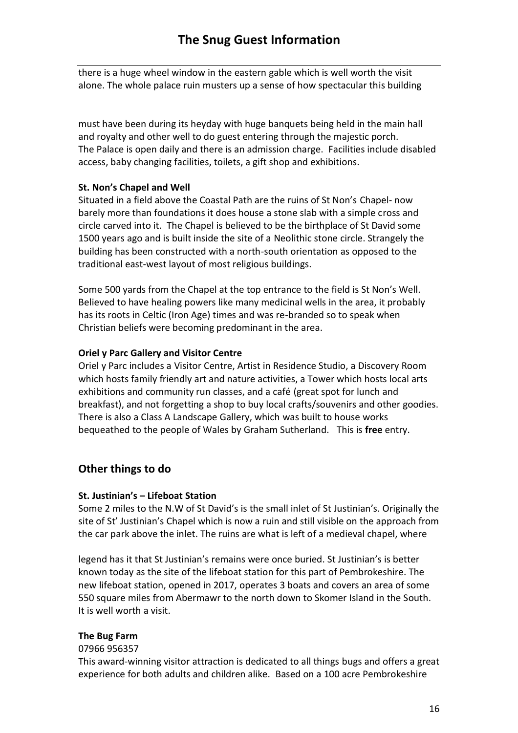there is a huge wheel window in the eastern gable which is well worth the visit alone. The whole palace ruin musters up a sense of how spectacular this building must have been during its heyday with huge banquets being held in the main hall and royalty and other well to do guest entering through the majestic porch. The Palace is open daily and there is an admission charge. Facilities include disabled access, baby changing facilities, toilets, a gift shop and exhibitions.

**St. Non's Chapel and Well**

Situated in a field above the Coastal Path are the ruins of St Non's Chapel- now barely more than foundations it does house a stone slab with a simple cross and circle carved into it. The Chapel is believed to be the birthplace of St David some 1500 years ago and is built inside the site of a Neolithic stone circle. Strangely the building has been constructed with a north-south orientation as opposed to the traditional east-west layout of most religious buildings.

Some 500 yards from the Chapel at the top entrance to the field is St Non's Well. Believed to have healing powers like many medicinal wells in the area, it probably has its roots in Celtic (Iron Age) times and was re-branded so to speak when Christian beliefs were becoming predominant in the area.

**Oriel y Parc Gallery and Visitor Centre**

Oriel y Parc includes a Visitor Centre, Artist in Residence Studio, a Discovery Room which hosts family friendly art and nature activities, a Tower which hosts local arts exhibitions and community run classes, and a café (great spot for lunch and breakfast), and not forgetting a shop to buy local crafts/souvenirs and other goodies. There is also a Class A Landscape Gallery, which was built to house works bequeathed to the people of Wales by Graham Sutherland. This is **free** entry.

## Other things to do

**St. Justinian's – Lifeboat Station**

Some 2 miles to the N.W of St David's is the small inlet of St Justinian's. Originally the site of St' Justinian's Chapel which is now a ruin and still visible on the approach from the car park above the inlet. The ruins are what is left of a medieval chapel, where legend has it that St Justinian's remains were once buried. St Justinian's is better known today as the site of the lifeboat station for this part of Pembrokeshire. The new lifeboat station, opened in 2017, operates 3 boats and covers an area of some 550 square miles from Abermawr to the north down to Skomer Island in the South. It is well worth a visit.

**The Bug Farm**

07966 956357

This award-winning visitor attraction is dedicated to all things bugs and offers a great experience for both adults and children alike. Based on a 100 acre Pembrokeshire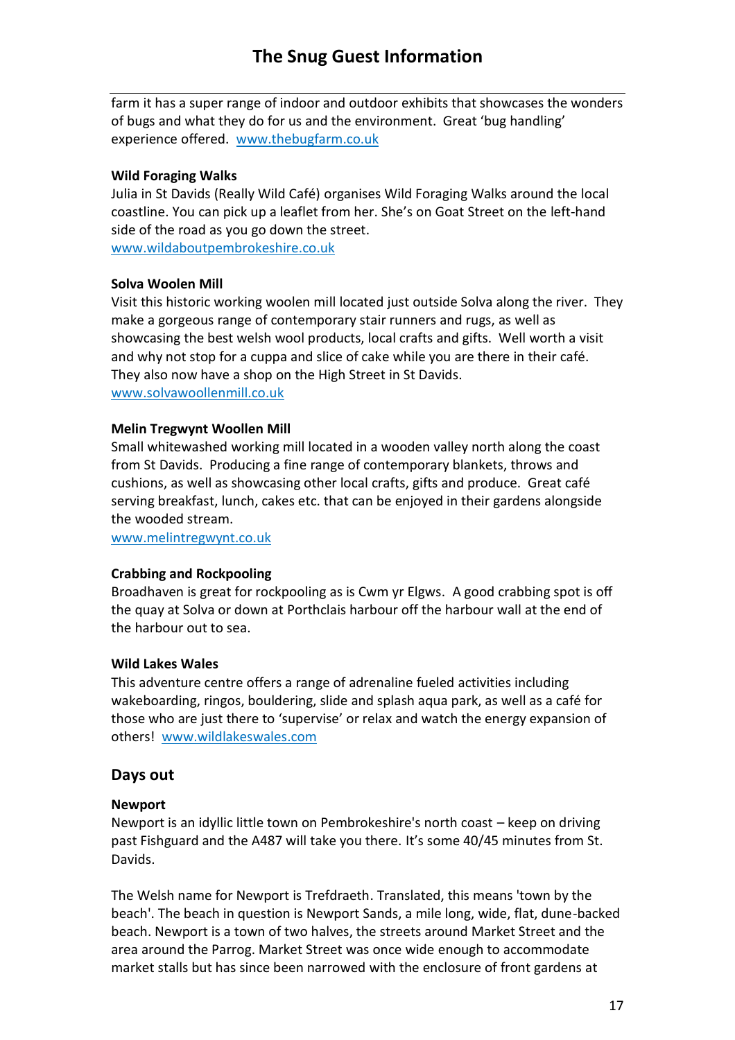farm it has a super range of indoor and outdoor exhibits that showcases the wonders of bugs and what they do for us and the environment. Great 'bug handling' experience offered. [www.thebugfarm.co.uk](http://www.thebugfarm.co.uk)

**Wild Foraging Walks**

Julia in St Davids (Really Wild Café) organises Wild Foraging Walks around the local coastline. You can pick up a leaflet from her. She's on Goat Street on the left-hand side of the road as you go down the street.
[www.wildaboutpembrokeshire.co.uk](http://www.wildaboutpembrokeshire.co.uk)

**Solva Woolen Mill**

Visit this historic working woolen mill located just outside Solva along the river. They make a gorgeous range of contemporary stair runners and rugs, as well as showcasing the best welsh wool products, local crafts and gifts. Well worth a visit and why not stop for a cuppa and slice of cake while you are there in their café. They also now have a shop on the High Street in St Davids.
[www.solvawoollenmill.co.uk](http://www.solvawoollenmill.co.uk)

**Melin Tregwynt Woollen Mill**

Small whitewashed working mill located in a wooden valley north along the coast from St Davids. Producing a fine range of contemporary blankets, throws and cushions, as well as showcasing other local crafts, gifts and produce. Great café serving breakfast, lunch, cakes etc. that can be enjoyed in their gardens alongside the wooded stream.
[www.melintregwynt.co.uk](http://www.melintregwynt.co.uk)

**Crabbing and Rockpooling**

Broadhaven is great for rockpooling as is Cwm yr Elgws. A good crabbing spot is off the quay at Solva or down at Porthclais harbour off the harbour wall at the end of the harbour out to sea.

**Wild Lakes Wales**

This adventure centre offers a range of adrenaline fueled activities including wakeboarding, ringos, bouldering, slide and splash aqua park, as well as a café for those who are just there to 'supervise' or relax and watch the energy expansion of others! [www.wildlakeswales.com](http://www.wildlakeswales.com)

## Days out

**Newport**

Newport is an idyllic little town on Pembrokeshire's north coast – keep on driving past Fishguard and the A487 will take you there. It's some 40/45 minutes from St. Davids.

The Welsh name for Newport is Trefdraeth. Translated, this means 'town by the beach'. The beach in question is Newport Sands, a mile long, wide, flat, dune-backed beach. Newport is a town of two halves, the streets around Market Street and the area around the Parrog. Market Street was once wide enough to accommodate market stalls but has since been narrowed with the enclosure of front gardens at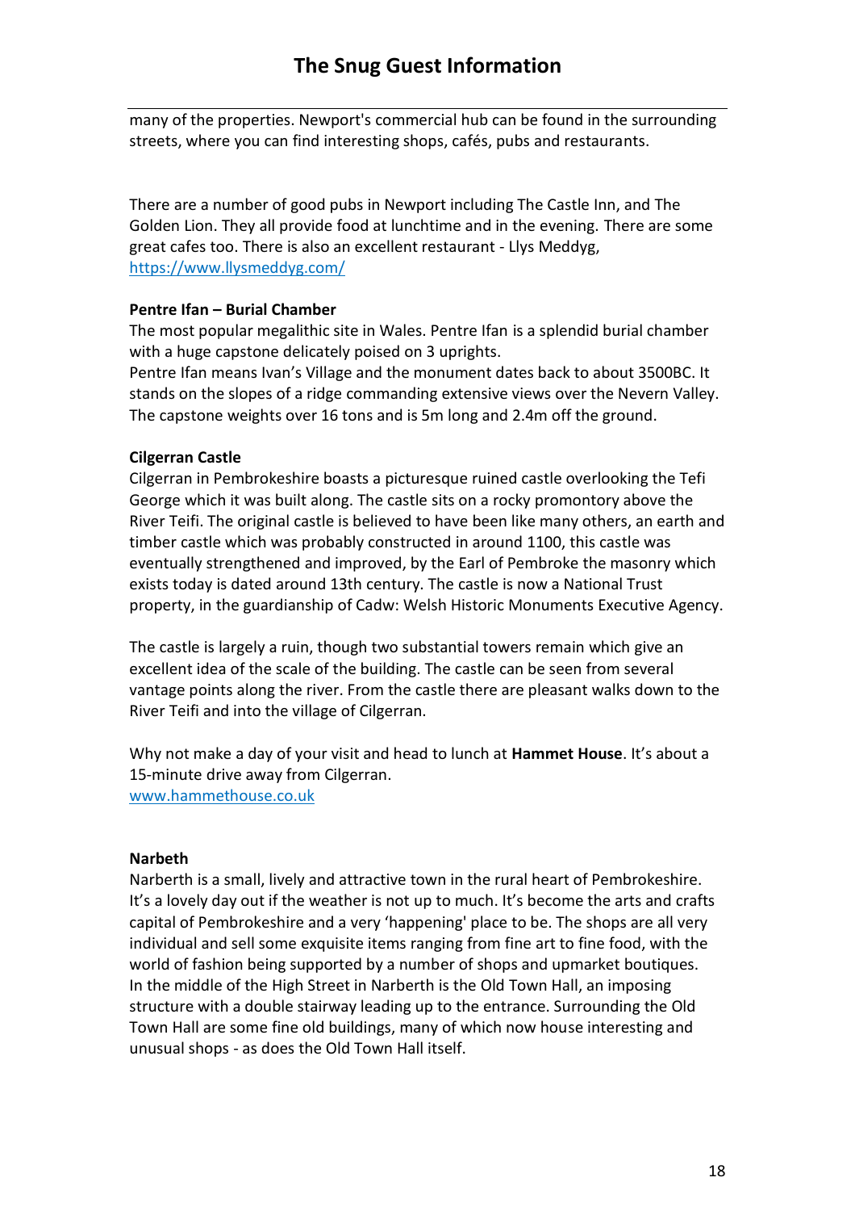many of the properties. Newport's commercial hub can be found in the surrounding streets, where you can find interesting shops, cafés, pubs and restaurants.

There are a number of good pubs in Newport including The Castle Inn, and The Golden Lion. They all provide food at lunchtime and in the evening. There are some great cafes too. There is also an excellent restaurant - Llys Meddyg, [https://www.llysmeddyg.com/](https://www.llysmeddyg.com/)

**Pentre Ifan – Burial Chamber**

The most popular megalithic site in Wales. Pentre Ifan is a splendid burial chamber with a huge capstone delicately poised on 3 uprights.
Pentre Ifan means Ivan's Village and the monument dates back to about 3500BC. It stands on the slopes of a ridge commanding extensive views over the Nevern Valley. The capstone weights over 16 tons and is 5m long and 2.4m off the ground.

**Cilgerran Castle**

Cilgerran in Pembrokeshire boasts a picturesque ruined castle overlooking the Tefi George which it was built along. The castle sits on a rocky promontory above the River Teifi. The original castle is believed to have been like many others, an earth and timber castle which was probably constructed in around 1100, this castle was eventually strengthened and improved, by the Earl of Pembroke the masonry which exists today is dated around 13th century. The castle is now a National Trust property, in the guardianship of Cadw: Welsh Historic Monuments Executive Agency.

The castle is largely a ruin, though two substantial towers remain which give an excellent idea of the scale of the building. The castle can be seen from several vantage points along the river. From the castle there are pleasant walks down to the River Teifi and into the village of Cilgerran.

Why not make a day of your visit and head to lunch at **Hammet House**. It's about a 15-minute drive away from Cilgerran.
[www.hammethouse.co.uk](www.hammethouse.co.uk)

**Narbeth**

Narberth is a small, lively and attractive town in the rural heart of Pembrokeshire. It's a lovely day out if the weather is not up to much. It's become the arts and crafts capital of Pembrokeshire and a very 'happening' place to be. The shops are all very individual and sell some exquisite items ranging from fine art to fine food, with the world of fashion being supported by a number of shops and upmarket boutiques. In the middle of the High Street in Narberth is the Old Town Hall, an imposing structure with a double stairway leading up to the entrance. Surrounding the Old Town Hall are some fine old buildings, many of which now house interesting and unusual shops - as does the Old Town Hall itself.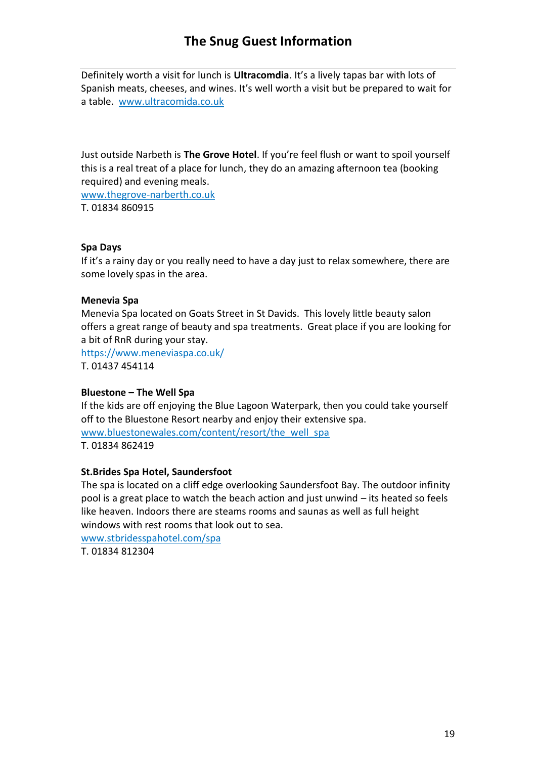Definitely worth a visit for lunch is **Ultracomdia**. It's a lively tapas bar with lots of Spanish meats, cheeses, and wines. It's well worth a visit but be prepared to wait for a table. [www.ultracomida.co.uk](www.ultracomida.co.uk)

Just outside Narbeth is **The Grove Hotel**. If you're feel flush or want to spoil yourself this is a real treat of a place for lunch, they do an amazing afternoon tea (booking required) and evening meals.
[www.thegrove-narberth.co.uk](www.thegrove-narberth.co.uk)
T. 01834 860915

**Spa Days**

If it's a rainy day or you really need to have a day just to relax somewhere, there are some lovely spas in the area.

**Menevia Spa**

Menevia Spa located on Goats Street in St Davids. This lovely little beauty salon offers a great range of beauty and spa treatments. Great place if you are looking for a bit of RnR during your stay.
[https://www.meneviaspa.co.uk/](https://www.meneviaspa.co.uk/)
T. 01437 454114

**Bluestone – The Well Spa**

If the kids are off enjoying the Blue Lagoon Waterpark, then you could take yourself off to the Bluestone Resort nearby and enjoy their extensive spa.
[www.bluestonewales.com/content/resort/the_well_spa](www.bluestonewales.com/content/resort/the_well_spa)
T. 01834 862419

**St.Brides Spa Hotel, Saundersfoot**

The spa is located on a cliff edge overlooking Saundersfoot Bay. The outdoor infinity pool is a great place to watch the beach action and just unwind – its heated so feels like heaven. Indoors there are steams rooms and saunas as well as full height windows with rest rooms that look out to sea.
[www.stbridesspahotel.com/spa](www.stbridesspahotel.com/spa)
T. 01834 812304